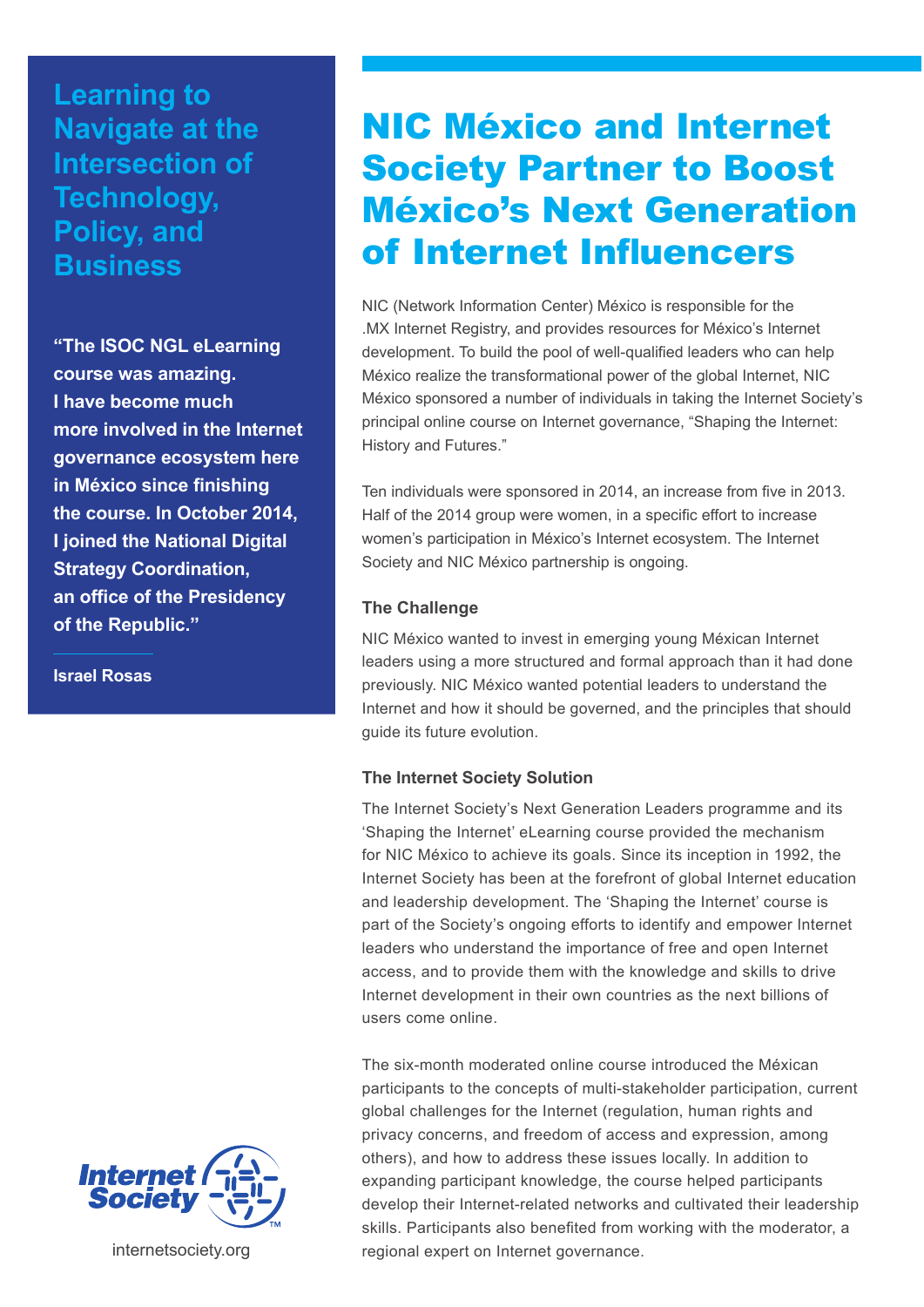# NIC México and Internet Society Partner to Boost México's Next Generation of Internet Influencers

## Learning to Navigate at the Intersection of Technology, Policy, and Business

**"The ISOC NGL eLearning course was amazing. I have become much more involved in the Internet governance ecosystem here in México since finishing the course. In October 2014, I joined the National Digital Strategy Coordination, an office of the Presidency of the Republic."**

**Israel Rosas**

NIC (Network Information Center) México is responsible for the .MX Internet Registry, and provides resources for México's Internet development. To build the pool of well-qualified leaders who can help México realize the transformational power of the global Internet, NIC México sponsored a number of individuals in taking the Internet Society's principal online course on Internet governance, "Shaping the Internet: History and Futures."

Ten individuals were sponsored in 2014, an increase from five in 2013. Half of the 2014 group were women, in a specific effort to increase women's participation in México's Internet ecosystem. The Internet Society and NIC México partnership is ongoing.

### The Challenge

NIC México wanted to invest in emerging young Méxican Internet leaders using a more structured and formal approach than it had done previously. NIC México wanted potential leaders to understand the Internet and how it should be governed, and the principles that should guide its future evolution.

### The Internet Society Solution

The Internet Society's Next Generation Leaders programme and its 'Shaping the Internet' eLearning course provided the mechanism for NIC México to achieve its goals. Since its inception in 1992, the Internet Society has been at the forefront of global Internet education and leadership development. The 'Shaping the Internet' course is part of the Society's ongoing efforts to identify and empower Internet leaders who understand the importance of free and open Internet access, and to provide them with the knowledge and skills to drive Internet development in their own countries as the next billions of users come online.

The six-month moderated online course introduced the Méxican participants to the concepts of multi-stakeholder participation, current global challenges for the Internet (regulation, human rights and privacy concerns, and freedom of access and expression, among others), and how to address these issues locally. In addition to expanding participant knowledge, the course helped participants develop their Internet-related networks and cultivated their leadership skills. Participants also benefited from working with the moderator, a regional expert on Internet governance.

Internet Society

internetsociety.org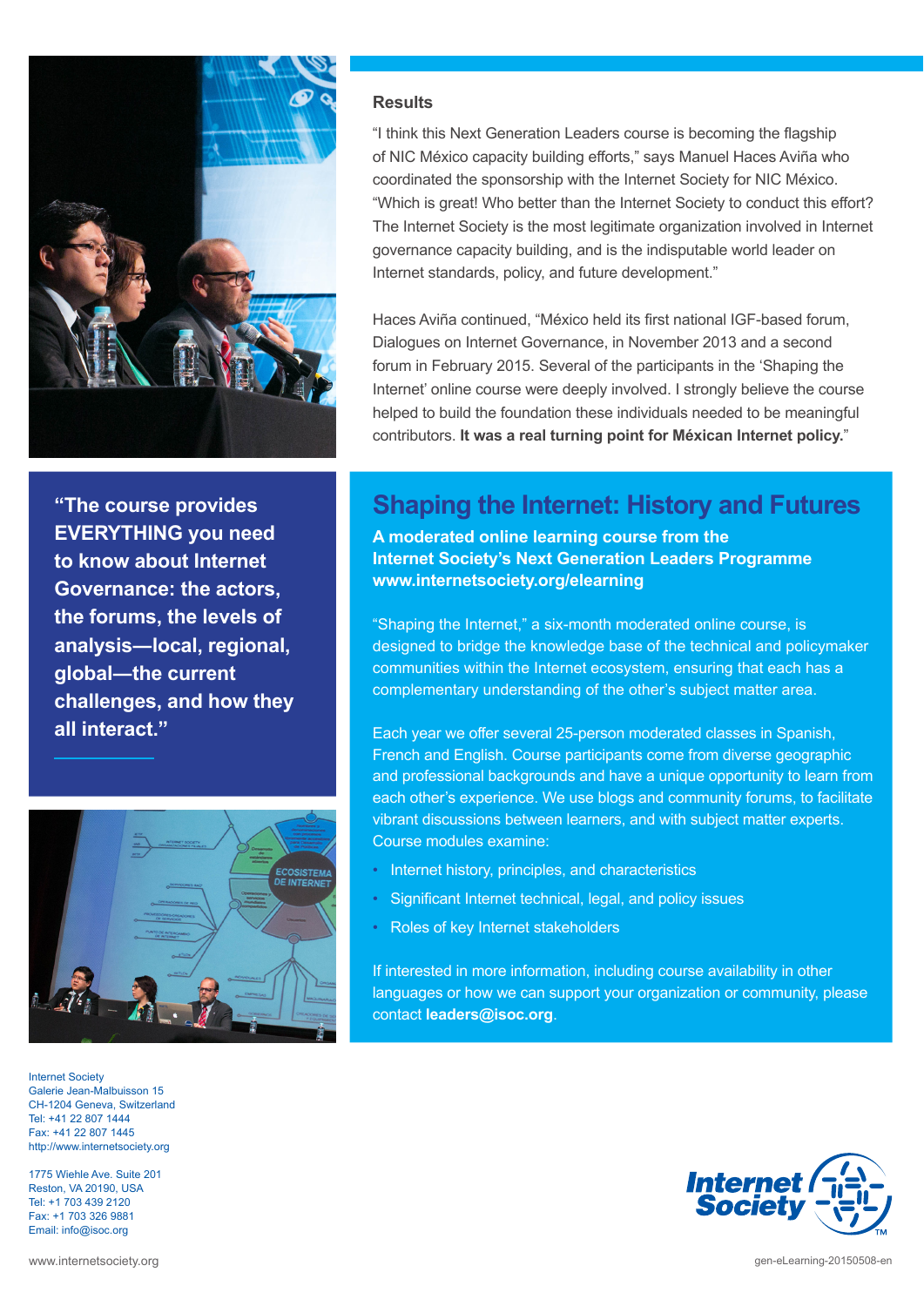## Results

“I think this Next Generation Leaders course is becoming the flagship of NIC México capacity building efforts,” says Manuel Haces Aviña who coordinated the sponsorship with the Internet Society for NIC México. “Which is great! Who better than the Internet Society to conduct this effort? The Internet Society is the most legitimate organization involved in Internet governance capacity building, and is the indisputable world leader on Internet standards, policy, and future development.”

Haces Aviña continued, “México held its first national IGF-based forum, Dialogues on Internet Governance, in November 2013 and a second forum in February 2015. Several of the participants in the ‘Shaping the Internet’ online course were deeply involved. I strongly believe the course helped to build the foundation these individuals needed to be meaningful contributors. **It was a real turning point for Méxican Internet policy.**”

> **“The course provides EVERYTHING you need to know about Internet Governance: the actors, the forums, the levels of analysis—local, regional, global—the current challenges, and how they all interact.”**

## Shaping the Internet: History and Futures

**A moderated online learning course from the Internet Society’s Next Generation Leaders Programme**
**www.internetsociety.org/elearning**

“Shaping the Internet,” a six-month moderated online course, is designed to bridge the knowledge base of the technical and policymaker communities within the Internet ecosystem, ensuring that each has a complementary understanding of the other’s subject matter area.

Each year we offer several 25-person moderated classes in Spanish, French and English. Course participants come from diverse geographic and professional backgrounds and have a unique opportunity to learn from each other’s experience. We use blogs and community forums, to facilitate vibrant discussions between learners, and with subject matter experts. Course modules examine:

- Internet history, principles, and characteristics
- Significant Internet technical, legal, and policy issues
- Roles of key Internet stakeholders

If interested in more information, including course availability in other languages or how we can support your organization or community, please contact **leaders@isoc.org**.

Internet Society
Galerie Jean-Malbuisson 15
CH-1204 Geneva, Switzerland
Tel: +41 22 807 1444
Fax: +41 22 807 1445
http://www.internetsociety.org

1775 Wiehle Ave. Suite 201
Reston, VA 20190, USA
Tel: +1 703 439 2120
Fax: +1 703 326 9881
Email: info@isoc.org

www.internetsociety.org

gen-eLearning-20150508-en